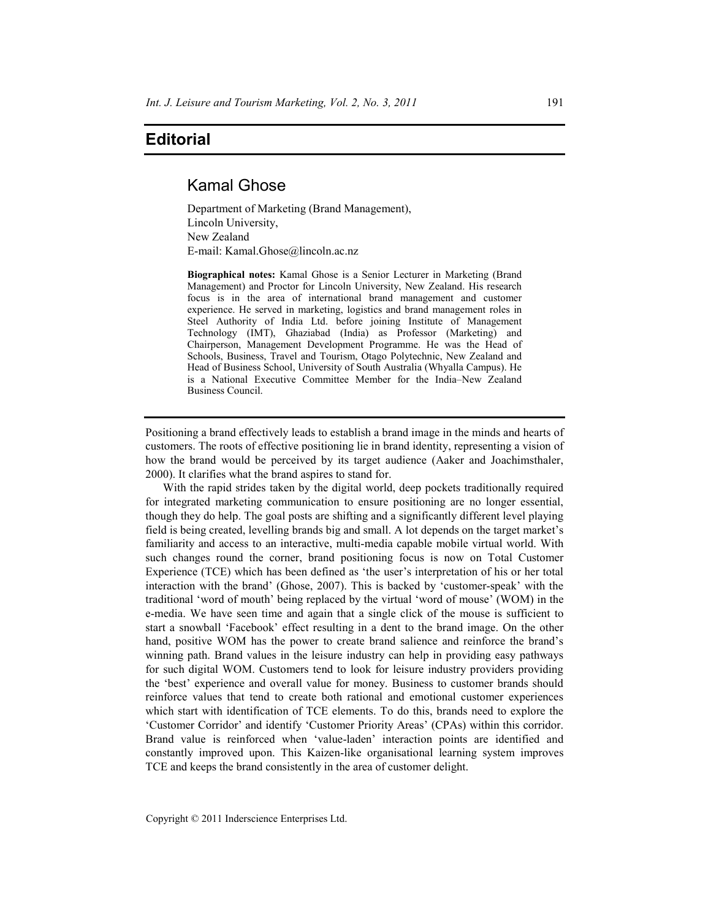# Editorial

## Kamal Ghose

Department of Marketing (Brand Management),
Lincoln University,
New Zealand
E-mail: Kamal.Ghose@lincoln.ac.nz

**Biographical notes:** Kamal Ghose is a Senior Lecturer in Marketing (Brand Management) and Proctor for Lincoln University, New Zealand. His research focus is in the area of international brand management and customer experience. He served in marketing, logistics and brand management roles in Steel Authority of India Ltd. before joining Institute of Management Technology (IMT), Ghaziabad (India) as Professor (Marketing) and Chairperson, Management Development Programme. He was the Head of Schools, Business, Travel and Tourism, Otago Polytechnic, New Zealand and Head of Business School, University of South Australia (Whyalla Campus). He is a National Executive Committee Member for the India–New Zealand Business Council.

---

Positioning a brand effectively leads to establish a brand image in the minds and hearts of customers. The roots of effective positioning lie in brand identity, representing a vision of how the brand would be perceived by its target audience (Aaker and Joachimsthaler, 2000). It clarifies what the brand aspires to stand for.

With the rapid strides taken by the digital world, deep pockets traditionally required for integrated marketing communication to ensure positioning are no longer essential, though they do help. The goal posts are shifting and a significantly different level playing field is being created, levelling brands big and small. A lot depends on the target market's familiarity and access to an interactive, multi-media capable mobile virtual world. With such changes round the corner, brand positioning focus is now on Total Customer Experience (TCE) which has been defined as 'the user's interpretation of his or her total interaction with the brand' (Ghose, 2007). This is backed by 'customer-speak' with the traditional 'word of mouth' being replaced by the virtual 'word of mouse' (WOM) in the e-media. We have seen time and again that a single click of the mouse is sufficient to start a snowball 'Facebook' effect resulting in a dent to the brand image. On the other hand, positive WOM has the power to create brand salience and reinforce the brand's winning path. Brand values in the leisure industry can help in providing easy pathways for such digital WOM. Customers tend to look for leisure industry providers providing the 'best' experience and overall value for money. Business to customer brands should reinforce values that tend to create both rational and emotional customer experiences which start with identification of TCE elements. To do this, brands need to explore the 'Customer Corridor' and identify 'Customer Priority Areas' (CPAs) within this corridor. Brand value is reinforced when 'value-laden' interaction points are identified and constantly improved upon. This Kaizen-like organisational learning system improves TCE and keeps the brand consistently in the area of customer delight.

Copyright © 2011 Inderscience Enterprises Ltd.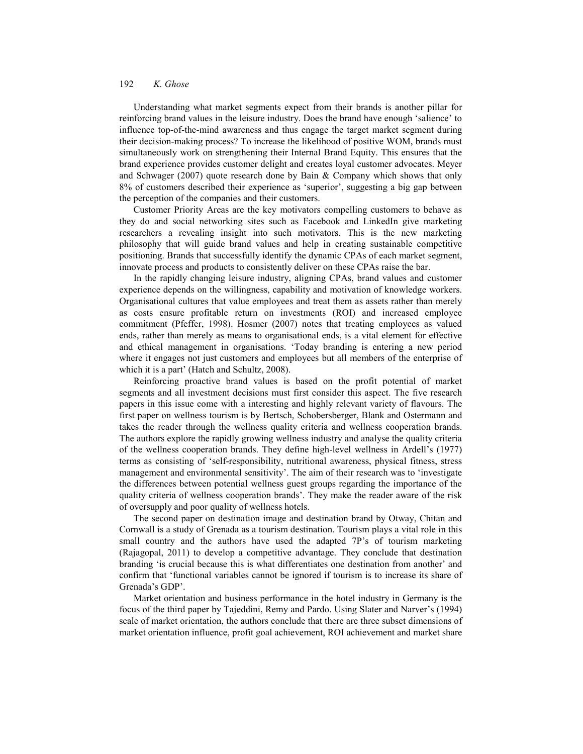Understanding what market segments expect from their brands is another pillar for reinforcing brand values in the leisure industry. Does the brand have enough 'salience' to influence top-of-the-mind awareness and thus engage the target market segment during their decision-making process? To increase the likelihood of positive WOM, brands must simultaneously work on strengthening their Internal Brand Equity. This ensures that the brand experience provides customer delight and creates loyal customer advocates. Meyer and Schwager (2007) quote research done by Bain & Company which shows that only 8% of customers described their experience as 'superior', suggesting a big gap between the perception of the companies and their customers.

Customer Priority Areas are the key motivators compelling customers to behave as they do and social networking sites such as Facebook and LinkedIn give marketing researchers a revealing insight into such motivators. This is the new marketing philosophy that will guide brand values and help in creating sustainable competitive positioning. Brands that successfully identify the dynamic CPAs of each market segment, innovate process and products to consistently deliver on these CPAs raise the bar.

In the rapidly changing leisure industry, aligning CPAs, brand values and customer experience depends on the willingness, capability and motivation of knowledge workers. Organisational cultures that value employees and treat them as assets rather than merely as costs ensure profitable return on investments (ROI) and increased employee commitment (Pfeffer, 1998). Hosmer (2007) notes that treating employees as valued ends, rather than merely as means to organisational ends, is a vital element for effective and ethical management in organisations. 'Today branding is entering a new period where it engages not just customers and employees but all members of the enterprise of which it is a part' (Hatch and Schultz, 2008).

Reinforcing proactive brand values is based on the profit potential of market segments and all investment decisions must first consider this aspect. The five research papers in this issue come with a interesting and highly relevant variety of flavours. The first paper on wellness tourism is by Bertsch, Schobersberger, Blank and Ostermann and takes the reader through the wellness quality criteria and wellness cooperation brands. The authors explore the rapidly growing wellness industry and analyse the quality criteria of the wellness cooperation brands. They define high-level wellness in Ardell's (1977) terms as consisting of 'self-responsibility, nutritional awareness, physical fitness, stress management and environmental sensitivity'. The aim of their research was to 'investigate the differences between potential wellness guest groups regarding the importance of the quality criteria of wellness cooperation brands'. They make the reader aware of the risk of oversupply and poor quality of wellness hotels.

The second paper on destination image and destination brand by Otway, Chitan and Cornwall is a study of Grenada as a tourism destination. Tourism plays a vital role in this small country and the authors have used the adapted 7P's of tourism marketing (Rajagopal, 2011) to develop a competitive advantage. They conclude that destination branding 'is crucial because this is what differentiates one destination from another' and confirm that 'functional variables cannot be ignored if tourism is to increase its share of Grenada's GDP'.

Market orientation and business performance in the hotel industry in Germany is the focus of the third paper by Tajeddini, Remy and Pardo. Using Slater and Narver's (1994) scale of market orientation, the authors conclude that there are three subset dimensions of market orientation influence, profit goal achievement, ROI achievement and market share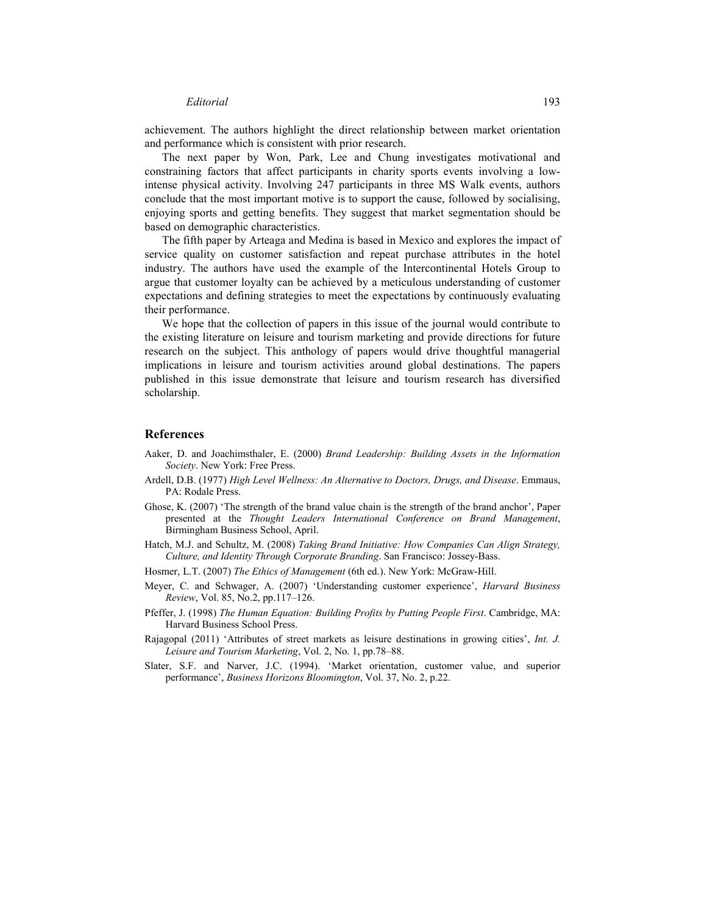achievement. The authors highlight the direct relationship between market orientation and performance which is consistent with prior research.

The next paper by Won, Park, Lee and Chung investigates motivational and constraining factors that affect participants in charity sports events involving a low-intense physical activity. Involving 247 participants in three MS Walk events, authors conclude that the most important motive is to support the cause, followed by socialising, enjoying sports and getting benefits. They suggest that market segmentation should be based on demographic characteristics.

The fifth paper by Arteaga and Medina is based in Mexico and explores the impact of service quality on customer satisfaction and repeat purchase attributes in the hotel industry. The authors have used the example of the Intercontinental Hotels Group to argue that customer loyalty can be achieved by a meticulous understanding of customer expectations and defining strategies to meet the expectations by continuously evaluating their performance.

We hope that the collection of papers in this issue of the journal would contribute to the existing literature on leisure and tourism marketing and provide directions for future research on the subject. This anthology of papers would drive thoughtful managerial implications in leisure and tourism activities around global destinations. The papers published in this issue demonstrate that leisure and tourism research has diversified scholarship.

## References

Aaker, D. and Joachimsthaler, E. (2000) *Brand Leadership: Building Assets in the Information Society*. New York: Free Press.

Ardell, D.B. (1977) *High Level Wellness: An Alternative to Doctors, Drugs, and Disease*. Emmaus, PA: Rodale Press.

Ghose, K. (2007) 'The strength of the brand value chain is the strength of the brand anchor', Paper presented at the *Thought Leaders International Conference on Brand Management*, Birmingham Business School, April.

Hatch, M.J. and Schultz, M. (2008) *Taking Brand Initiative: How Companies Can Align Strategy, Culture, and Identity Through Corporate Branding*. San Francisco: Jossey-Bass.

Hosmer, L.T. (2007) *The Ethics of Management* (6th ed.). New York: McGraw-Hill.

Meyer, C. and Schwager, A. (2007) 'Understanding customer experience', *Harvard Business Review*, Vol. 85, No.2, pp.117–126.

Pfeffer, J. (1998) *The Human Equation: Building Profits by Putting People First*. Cambridge, MA: Harvard Business School Press.

Rajagopal (2011) 'Attributes of street markets as leisure destinations in growing cities', *Int. J. Leisure and Tourism Marketing*, Vol. 2, No. 1, pp.78–88.

Slater, S.F. and Narver, J.C. (1994). 'Market orientation, customer value, and superior performance', *Business Horizons Bloomington*, Vol. 37, No. 2, p.22.